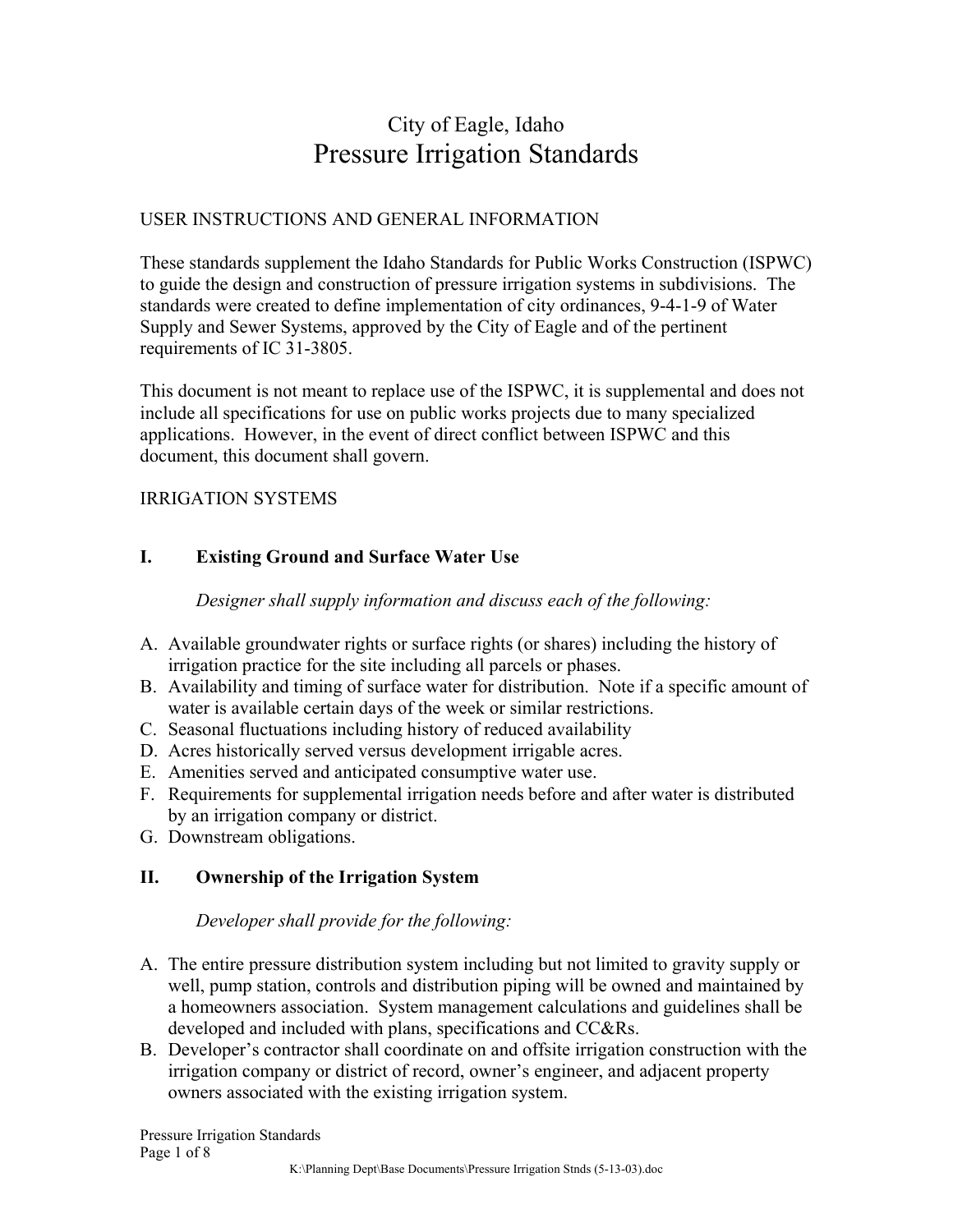# City of Eagle, Idaho
# Pressure Irrigation Standards

USER INSTRUCTIONS AND GENERAL INFORMATION

These standards supplement the Idaho Standards for Public Works Construction (ISPWC) to guide the design and construction of pressure irrigation systems in subdivisions. The standards were created to define implementation of city ordinances, 9-4-1-9 of Water Supply and Sewer Systems, approved by the City of Eagle and of the pertinent requirements of IC 31-3805.

This document is not meant to replace use of the ISPWC, it is supplemental and does not include all specifications for use on public works projects due to many specialized applications. However, in the event of direct conflict between ISPWC and this document, this document shall govern.

IRRIGATION SYSTEMS

## I. Existing Ground and Surface Water Use

*Designer shall supply information and discuss each of the following:*

A. Available groundwater rights or surface rights (or shares) including the history of irrigation practice for the site including all parcels or phases.
B. Availability and timing of surface water for distribution. Note if a specific amount of water is available certain days of the week or similar restrictions.
C. Seasonal fluctuations including history of reduced availability
D. Acres historically served versus development irrigable acres.
E. Amenities served and anticipated consumptive water use.
F. Requirements for supplemental irrigation needs before and after water is distributed by an irrigation company or district.
G. Downstream obligations.

## II. Ownership of the Irrigation System

*Developer shall provide for the following:*

A. The entire pressure distribution system including but not limited to gravity supply or well, pump station, controls and distribution piping will be owned and maintained by a homeowners association. System management calculations and guidelines shall be developed and included with plans, specifications and CC&Rs.
B. Developer's contractor shall coordinate on and offsite irrigation construction with the irrigation company or district of record, owner's engineer, and adjacent property owners associated with the existing irrigation system.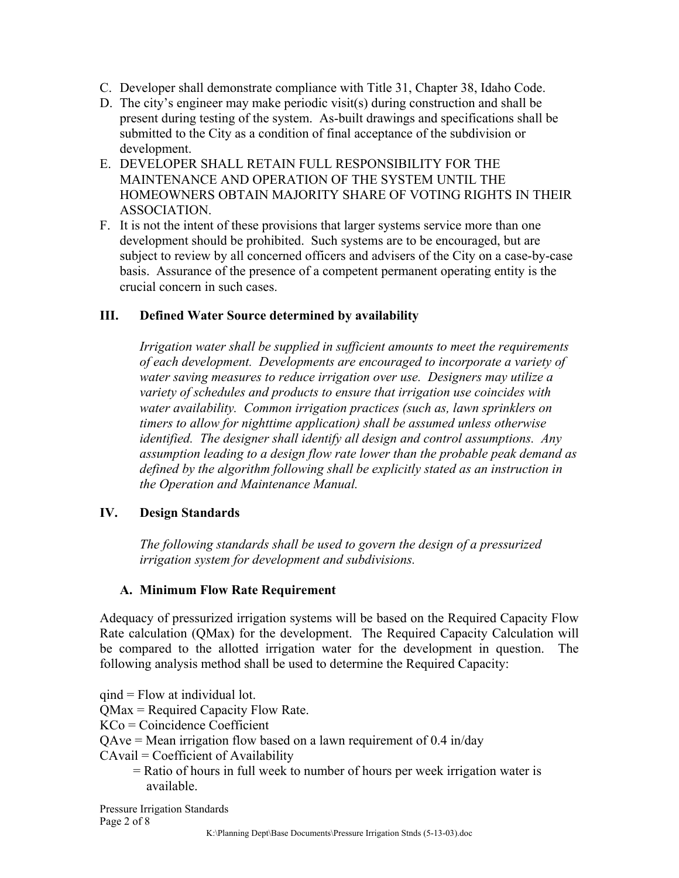C. Developer shall demonstrate compliance with Title 31, Chapter 38, Idaho Code.
D. The city's engineer may make periodic visit(s) during construction and shall be present during testing of the system. As-built drawings and specifications shall be submitted to the City as a condition of final acceptance of the subdivision or development.
E. DEVELOPER SHALL RETAIN FULL RESPONSIBILITY FOR THE MAINTENANCE AND OPERATION OF THE SYSTEM UNTIL THE HOMEOWNERS OBTAIN MAJORITY SHARE OF VOTING RIGHTS IN THEIR ASSOCIATION.
F. It is not the intent of these provisions that larger systems service more than one development should be prohibited. Such systems are to be encouraged, but are subject to review by all concerned officers and advisers of the City on a case-by-case basis. Assurance of the presence of a competent permanent operating entity is the crucial concern in such cases.

## III. Defined Water Source determined by availability

*Irrigation water shall be supplied in sufficient amounts to meet the requirements of each development. Developments are encouraged to incorporate a variety of water saving measures to reduce irrigation over use. Designers may utilize a variety of schedules and products to ensure that irrigation use coincides with water availability. Common irrigation practices (such as, lawn sprinklers on timers to allow for nighttime application) shall be assumed unless otherwise identified. The designer shall identify all design and control assumptions. Any assumption leading to a design flow rate lower than the probable peak demand as defined by the algorithm following shall be explicitly stated as an instruction in the Operation and Maintenance Manual.*

## IV. Design Standards

*The following standards shall be used to govern the design of a pressurized irrigation system for development and subdivisions.*

### A. Minimum Flow Rate Requirement

Adequacy of pressurized irrigation systems will be based on the Required Capacity Flow Rate calculation (QMax) for the development. The Required Capacity Calculation will be compared to the allotted irrigation water for the development in question. The following analysis method shall be used to determine the Required Capacity:

qind = Flow at individual lot.
QMax = Required Capacity Flow Rate.
KCo = Coincidence Coefficient
QAve = Mean irrigation flow based on a lawn requirement of 0.4 in/day
CAvail = Coefficient of Availability
= Ratio of hours in full week to number of hours per week irrigation water is available.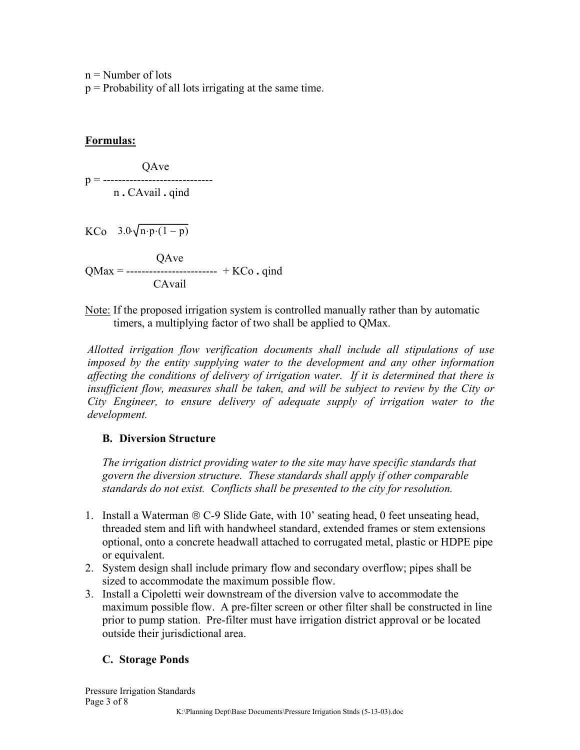n = Number of lots

p = Probability of all lots irrigating at the same time.

**Formulas:**

$$p = \frac{QAve}{n \cdot CAvail \cdot qind}$$

$$KCo \quad 3.0 \cdot \sqrt{n \cdot p \cdot (1 - p)}$$

$$QMax = \frac{QAve}{CAvail} + KCo \cdot qind$$

Note: If the proposed irrigation system is controlled manually rather than by automatic timers, a multiplying factor of two shall be applied to QMax.

*Allotted irrigation flow verification documents shall include all stipulations of use imposed by the entity supplying water to the development and any other information affecting the conditions of delivery of irrigation water. If it is determined that there is insufficient flow, measures shall be taken, and will be subject to review by the City or City Engineer, to ensure delivery of adequate supply of irrigation water to the development.*

### B. Diversion Structure

*The irrigation district providing water to the site may have specific standards that govern the diversion structure. These standards shall apply if other comparable standards do not exist. Conflicts shall be presented to the city for resolution.*

1. Install a Waterman ® C-9 Slide Gate, with 10' seating head, 0 feet unseating head, threaded stem and lift with handwheel standard, extended frames or stem extensions optional, onto a concrete headwall attached to corrugated metal, plastic or HDPE pipe or equivalent.
2. System design shall include primary flow and secondary overflow; pipes shall be sized to accommodate the maximum possible flow.
3. Install a Cipoletti weir downstream of the diversion valve to accommodate the maximum possible flow. A pre-filter screen or other filter shall be constructed in line prior to pump station. Pre-filter must have irrigation district approval or be located outside their jurisdictional area.

### C. Storage Ponds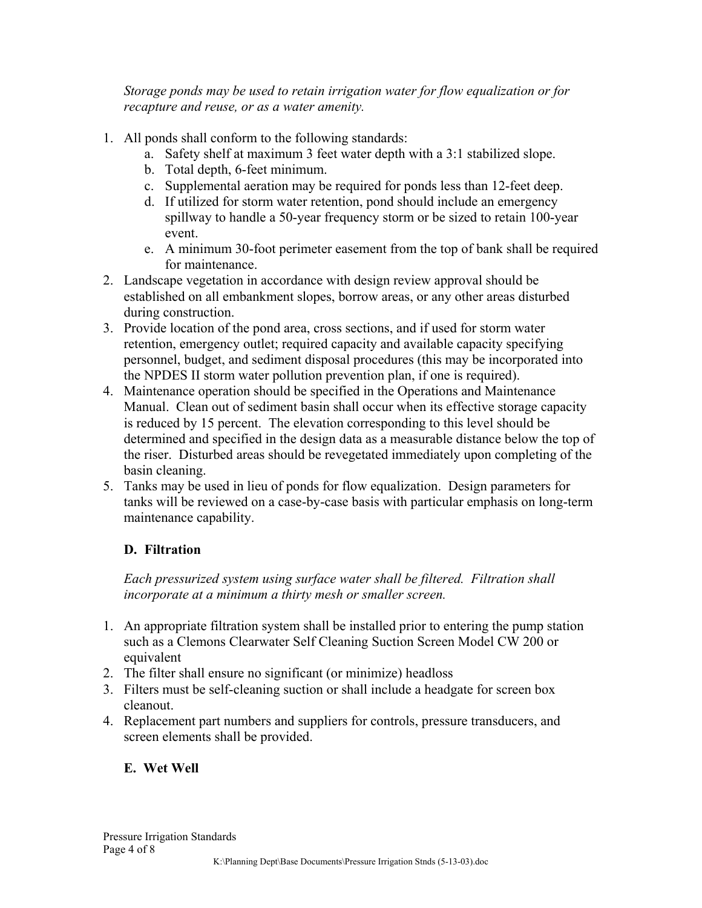*Storage ponds may be used to retain irrigation water for flow equalization or for recapture and reuse, or as a water amenity.*

1. All ponds shall conform to the following standards:
    a. Safety shelf at maximum 3 feet water depth with a 3:1 stabilized slope.
    b. Total depth, 6-feet minimum.
    c. Supplemental aeration may be required for ponds less than 12-feet deep.
    d. If utilized for storm water retention, pond should include an emergency spillway to handle a 50-year frequency storm or be sized to retain 100-year event.
    e. A minimum 30-foot perimeter easement from the top of bank shall be required for maintenance.
2. Landscape vegetation in accordance with design review approval should be established on all embankment slopes, borrow areas, or any other areas disturbed during construction.
3. Provide location of the pond area, cross sections, and if used for storm water retention, emergency outlet; required capacity and available capacity specifying personnel, budget, and sediment disposal procedures (this may be incorporated into the NPDES II storm water pollution prevention plan, if one is required).
4. Maintenance operation should be specified in the Operations and Maintenance Manual. Clean out of sediment basin shall occur when its effective storage capacity is reduced by 15 percent. The elevation corresponding to this level should be determined and specified in the design data as a measurable distance below the top of the riser. Disturbed areas should be revegetated immediately upon completing of the basin cleaning.
5. Tanks may be used in lieu of ponds for flow equalization. Design parameters for tanks will be reviewed on a case-by-case basis with particular emphasis on long-term maintenance capability.

### D. Filtration

*Each pressurized system using surface water shall be filtered. Filtration shall incorporate at a minimum a thirty mesh or smaller screen.*

1. An appropriate filtration system shall be installed prior to entering the pump station such as a Clemons Clearwater Self Cleaning Suction Screen Model CW 200 or equivalent
2. The filter shall ensure no significant (or minimize) headloss
3. Filters must be self-cleaning suction or shall include a headgate for screen box cleanout.
4. Replacement part numbers and suppliers for controls, pressure transducers, and screen elements shall be provided.

### E. Wet Well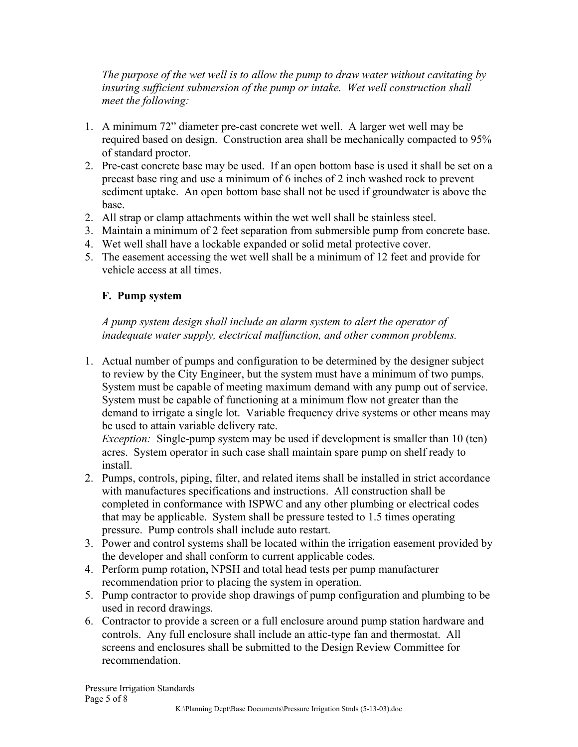*The purpose of the wet well is to allow the pump to draw water without cavitating by insuring sufficient submersion of the pump or intake. Wet well construction shall meet the following:*

1. A minimum 72" diameter pre-cast concrete wet well. A larger wet well may be required based on design. Construction area shall be mechanically compacted to 95% of standard proctor.
2. Pre-cast concrete base may be used. If an open bottom base is used it shall be set on a precast base ring and use a minimum of 6 inches of 2 inch washed rock to prevent sediment uptake. An open bottom base shall not be used if groundwater is above the base.
2. All strap or clamp attachments within the wet well shall be stainless steel.
3. Maintain a minimum of 2 feet separation from submersible pump from concrete base.
4. Wet well shall have a lockable expanded or solid metal protective cover.
5. The easement accessing the wet well shall be a minimum of 12 feet and provide for vehicle access at all times.

### F. Pump system

*A pump system design shall include an alarm system to alert the operator of inadequate water supply, electrical malfunction, and other common problems.*

1. Actual number of pumps and configuration to be determined by the designer subject to review by the City Engineer, but the system must have a minimum of two pumps. System must be capable of meeting maximum demand with any pump out of service. System must be capable of functioning at a minimum flow not greater than the demand to irrigate a single lot. Variable frequency drive systems or other means may be used to attain variable delivery rate.
   *Exception:* Single-pump system may be used if development is smaller than 10 (ten) acres. System operator in such case shall maintain spare pump on shelf ready to install.
2. Pumps, controls, piping, filter, and related items shall be installed in strict accordance with manufactures specifications and instructions. All construction shall be completed in conformance with ISPWC and any other plumbing or electrical codes that may be applicable. System shall be pressure tested to 1.5 times operating pressure. Pump controls shall include auto restart.
3. Power and control systems shall be located within the irrigation easement provided by the developer and shall conform to current applicable codes.
4. Perform pump rotation, NPSH and total head tests per pump manufacturer recommendation prior to placing the system in operation.
5. Pump contractor to provide shop drawings of pump configuration and plumbing to be used in record drawings.
6. Contractor to provide a screen or a full enclosure around pump station hardware and controls. Any full enclosure shall include an attic-type fan and thermostat. All screens and enclosures shall be submitted to the Design Review Committee for recommendation.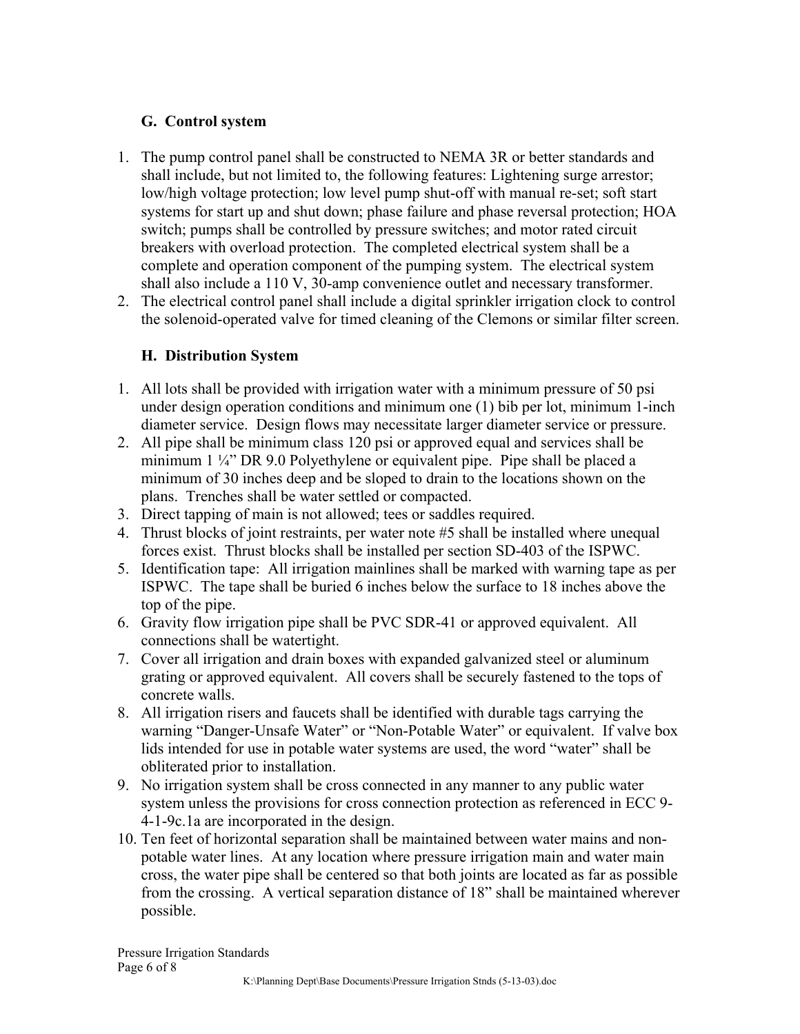### G. Control system

1. The pump control panel shall be constructed to NEMA 3R or better standards and shall include, but not limited to, the following features: Lightening surge arrestor; low/high voltage protection; low level pump shut-off with manual re-set; soft start systems for start up and shut down; phase failure and phase reversal protection; HOA switch; pumps shall be controlled by pressure switches; and motor rated circuit breakers with overload protection. The completed electrical system shall be a complete and operation component of the pumping system. The electrical system shall also include a 110 V, 30-amp convenience outlet and necessary transformer.
2. The electrical control panel shall include a digital sprinkler irrigation clock to control the solenoid-operated valve for timed cleaning of the Clemons or similar filter screen.

### H. Distribution System

1. All lots shall be provided with irrigation water with a minimum pressure of 50 psi under design operation conditions and minimum one (1) bib per lot, minimum 1-inch diameter service. Design flows may necessitate larger diameter service or pressure.
2. All pipe shall be minimum class 120 psi or approved equal and services shall be minimum 1 ¼" DR 9.0 Polyethylene or equivalent pipe. Pipe shall be placed a minimum of 30 inches deep and be sloped to drain to the locations shown on the plans. Trenches shall be water settled or compacted.
3. Direct tapping of main is not allowed; tees or saddles required.
4. Thrust blocks of joint restraints, per water note #5 shall be installed where unequal forces exist. Thrust blocks shall be installed per section SD-403 of the ISPWC.
5. Identification tape: All irrigation mainlines shall be marked with warning tape as per ISPWC. The tape shall be buried 6 inches below the surface to 18 inches above the top of the pipe.
6. Gravity flow irrigation pipe shall be PVC SDR-41 or approved equivalent. All connections shall be watertight.
7. Cover all irrigation and drain boxes with expanded galvanized steel or aluminum grating or approved equivalent. All covers shall be securely fastened to the tops of concrete walls.
8. All irrigation risers and faucets shall be identified with durable tags carrying the warning "Danger-Unsafe Water" or "Non-Potable Water" or equivalent. If valve box lids intended for use in potable water systems are used, the word "water" shall be obliterated prior to installation.
9. No irrigation system shall be cross connected in any manner to any public water system unless the provisions for cross connection protection as referenced in ECC 9-4-1-9c.1a are incorporated in the design.
10. Ten feet of horizontal separation shall be maintained between water mains and non-potable water lines. At any location where pressure irrigation main and water main cross, the water pipe shall be centered so that both joints are located as far as possible from the crossing. A vertical separation distance of 18" shall be maintained wherever possible.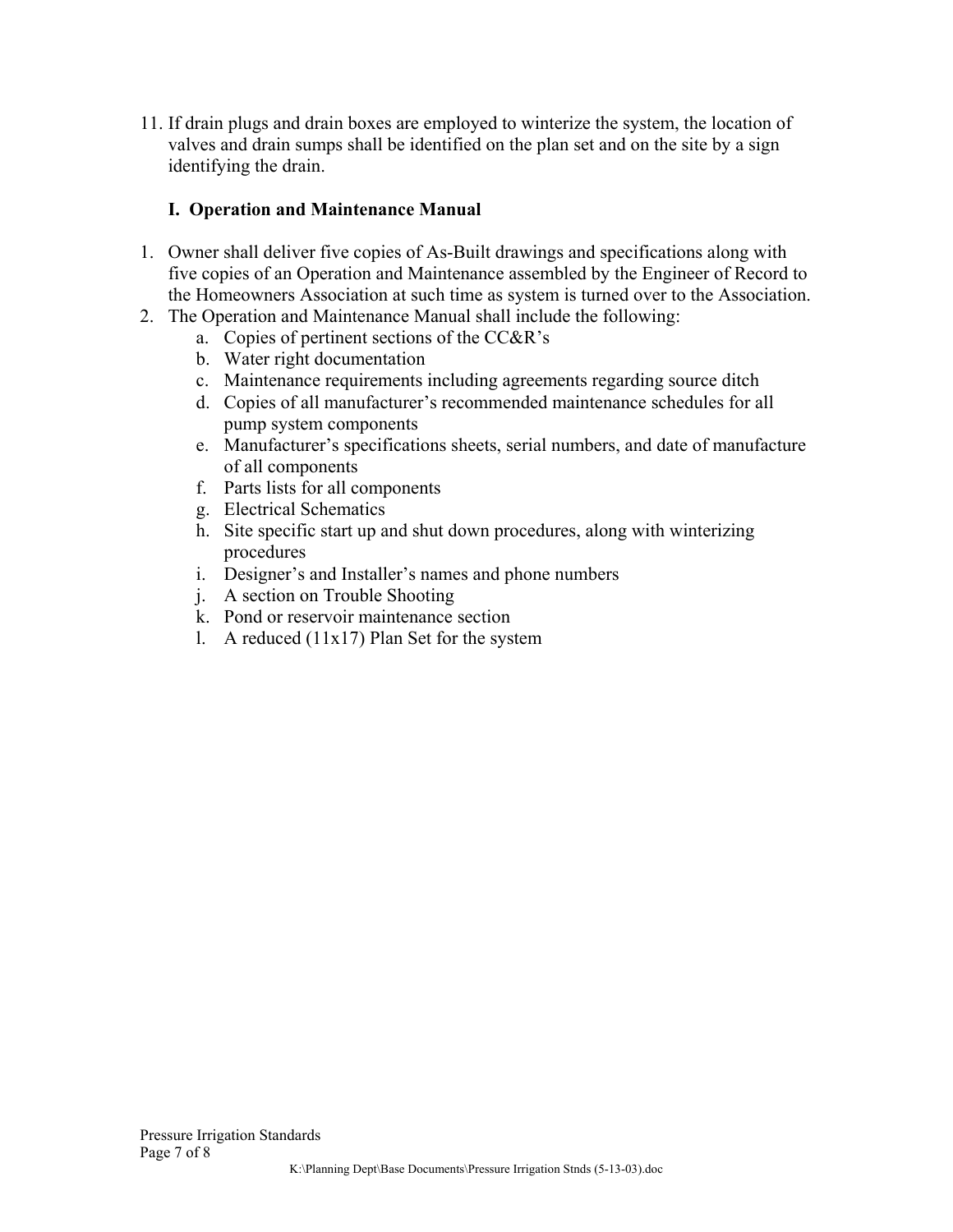11. If drain plugs and drain boxes are employed to winterize the system, the location of valves and drain sumps shall be identified on the plan set and on the site by a sign identifying the drain.

### I. Operation and Maintenance Manual

1. Owner shall deliver five copies of As-Built drawings and specifications along with five copies of an Operation and Maintenance assembled by the Engineer of Record to the Homeowners Association at such time as system is turned over to the Association.
2. The Operation and Maintenance Manual shall include the following:
   a. Copies of pertinent sections of the CC&R's
   b. Water right documentation
   c. Maintenance requirements including agreements regarding source ditch
   d. Copies of all manufacturer's recommended maintenance schedules for all pump system components
   e. Manufacturer's specifications sheets, serial numbers, and date of manufacture of all components
   f. Parts lists for all components
   g. Electrical Schematics
   h. Site specific start up and shut down procedures, along with winterizing procedures
   i. Designer's and Installer's names and phone numbers
   j. A section on Trouble Shooting
   k. Pond or reservoir maintenance section
   l. A reduced (11x17) Plan Set for the system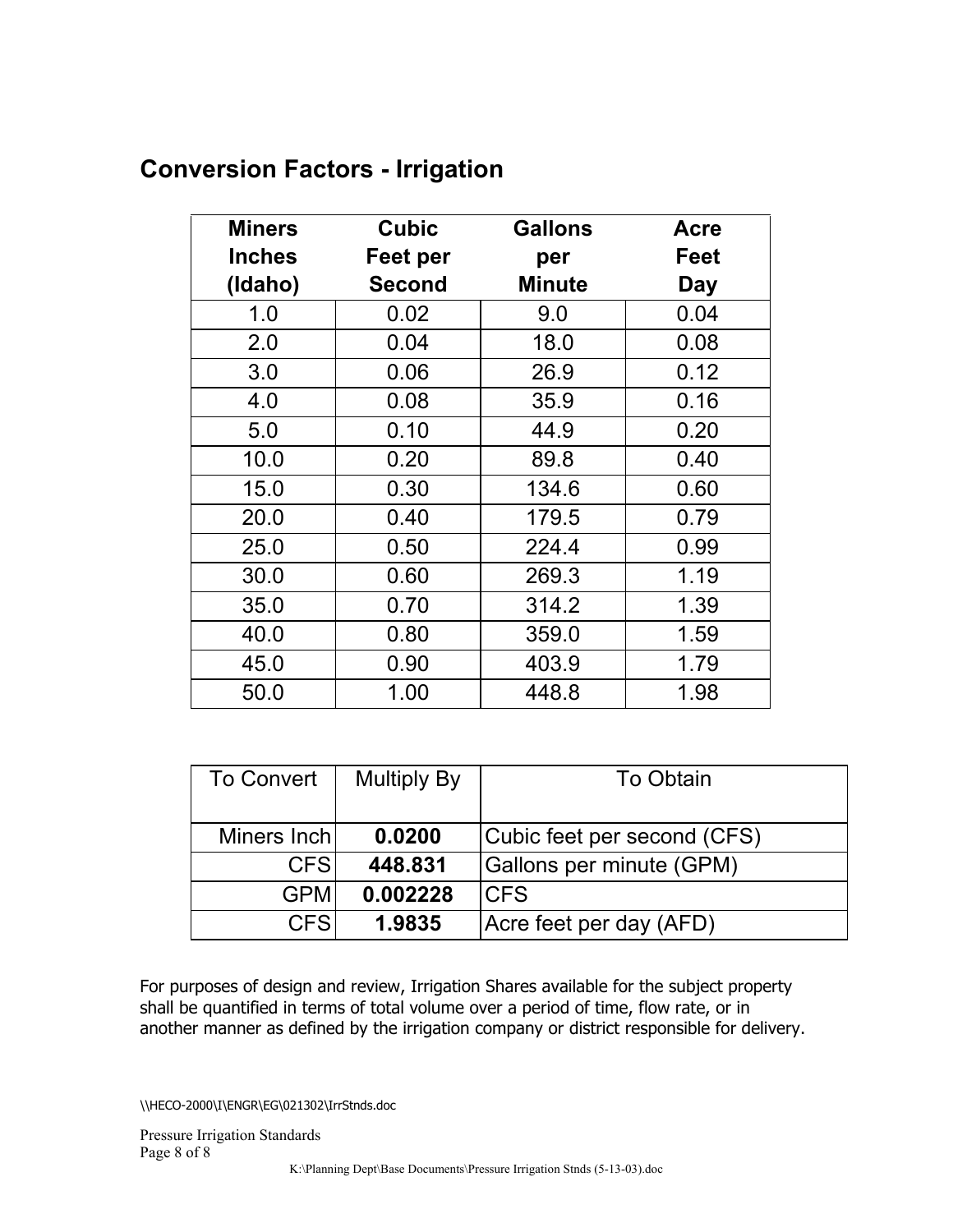## Conversion Factors - Irrigation

| Miners Inches (Idaho) | Cubic Feet per Second | Gallons per Minute | Acre Feet Day |
|---|---|---|---|
| 1.0 | 0.02 | 9.0 | 0.04 |
| 2.0 | 0.04 | 18.0 | 0.08 |
| 3.0 | 0.06 | 26.9 | 0.12 |
| 4.0 | 0.08 | 35.9 | 0.16 |
| 5.0 | 0.10 | 44.9 | 0.20 |
| 10.0 | 0.20 | 89.8 | 0.40 |
| 15.0 | 0.30 | 134.6 | 0.60 |
| 20.0 | 0.40 | 179.5 | 0.79 |
| 25.0 | 0.50 | 224.4 | 0.99 |
| 30.0 | 0.60 | 269.3 | 1.19 |
| 35.0 | 0.70 | 314.2 | 1.39 |
| 40.0 | 0.80 | 359.0 | 1.59 |
| 45.0 | 0.90 | 403.9 | 1.79 |
| 50.0 | 1.00 | 448.8 | 1.98 |

| To Convert | Multiply By | To Obtain |
|---|---|---|
| Miners Inch | **0.0200** | Cubic feet per second (CFS) |
| CFS | **448.831** | Gallons per minute (GPM) |
| GPM | **0.002228** | CFS |
| CFS | **1.9835** | Acre feet per day (AFD) |

For purposes of design and review, Irrigation Shares available for the subject property shall be quantified in terms of total volume over a period of time, flow rate, or in another manner as defined by the irrigation company or district responsible for delivery.

\\HECO-2000\I\ENGR\EG\021302\IrrStnds.doc

K:\Planning Dept\Base Documents\Pressure Irrigation Stnds (5-13-03).doc